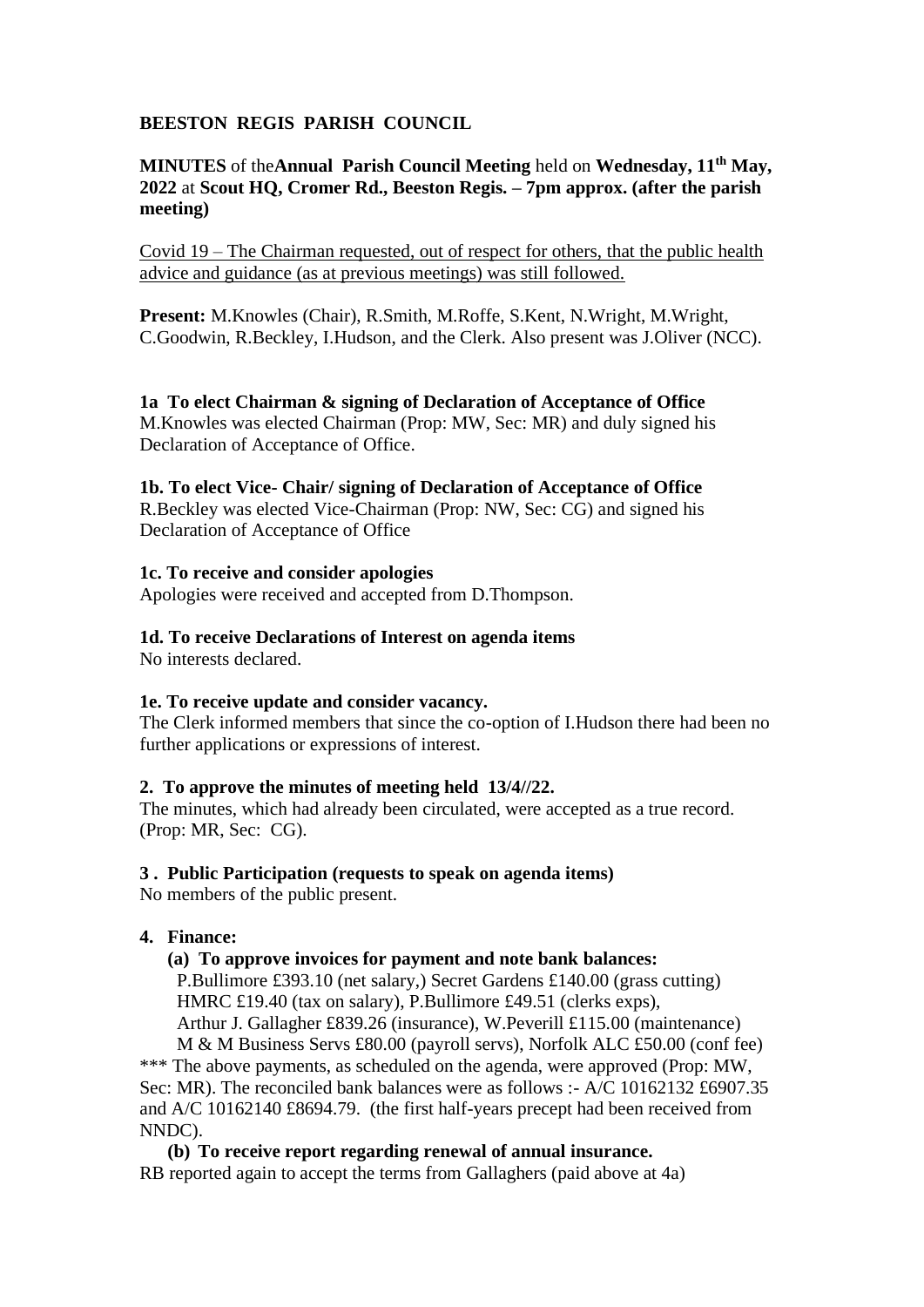**BEESTON REGIS PARISH COUNCIL**

**MINUTES** of the**Annual Parish Council Meeting** held on **Wednesday, 11th May, 2022** at **Scout HQ, Cromer Rd., Beeston Regis. – 7pm approx. (after the parish meeting)**

Covid 19 – The Chairman requested, out of respect for others, that the public health advice and guidance (as at previous meetings) was still followed.

**Present:** M.Knowles (Chair), R.Smith, M.Roffe, S.Kent, N.Wright, M.Wright, C.Goodwin, R.Beckley, I.Hudson, and the Clerk. Also present was J.Oliver (NCC).

**1a To elect Chairman & signing of Declaration of Acceptance of Office**
M.Knowles was elected Chairman (Prop: MW, Sec: MR) and duly signed his Declaration of Acceptance of Office.

**1b. To elect Vice- Chair/ signing of Declaration of Acceptance of Office**
R.Beckley was elected Vice-Chairman (Prop: NW, Sec: CG) and signed his Declaration of Acceptance of Office

**1c. To receive and consider apologies**
Apologies were received and accepted from D.Thompson.

**1d. To receive Declarations of Interest on agenda items**
No interests declared.

**1e. To receive update and consider vacancy.**
The Clerk informed members that since the co-option of I.Hudson there had been no further applications or expressions of interest.

**2. To approve the minutes of meeting held 13/4//22.**
The minutes, which had already been circulated, were accepted as a true record. (Prop: MR, Sec: CG).

**3 . Public Participation (requests to speak on agenda items)**
No members of the public present.

**4. Finance:**

**(a) To approve invoices for payment and note bank balances:**
P.Bullimore £393.10 (net salary,) Secret Gardens £140.00 (grass cutting)
HMRC £19.40 (tax on salary), P.Bullimore £49.51 (clerks exps),
Arthur J. Gallagher £839.26 (insurance), W.Peverill £115.00 (maintenance)
M & M Business Servs £80.00 (payroll servs), Norfolk ALC £50.00 (conf fee)

*** The above payments, as scheduled on the agenda, were approved (Prop: MW, Sec: MR). The reconciled bank balances were as follows :- A/C 10162132 £6907.35 and A/C 10162140 £8694.79. (the first half-years precept had been received from NNDC).

**(b) To receive report regarding renewal of annual insurance.**
RB reported again to accept the terms from Gallaghers (paid above at 4a)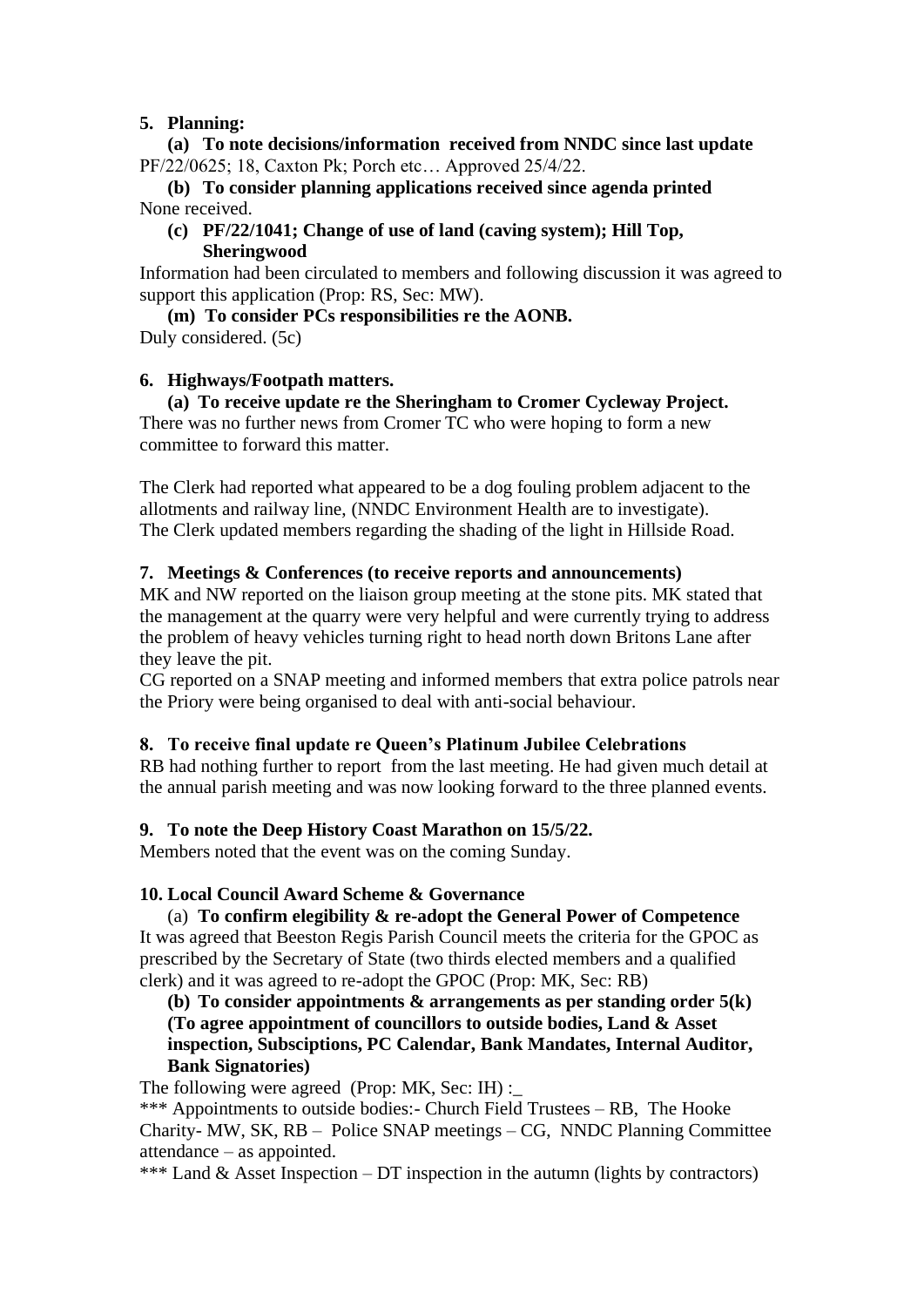## 5. Planning:

**(a) To note decisions/information received from NNDC since last update**
PF/22/0625; 18, Caxton Pk; Porch etc… Approved 25/4/22.

**(b) To consider planning applications received since agenda printed**
None received.

**(c) PF/22/1041; Change of use of land (caving system); Hill Top, Sheringwood**
Information had been circulated to members and following discussion it was agreed to support this application (Prop: RS, Sec: MW).

**(m) To consider PCs responsibilities re the AONB.**
Duly considered. (5c)

## 6. Highways/Footpath matters.

**(a) To receive update re the Sheringham to Cromer Cycleway Project.**
There was no further news from Cromer TC who were hoping to form a new committee to forward this matter.

The Clerk had reported what appeared to be a dog fouling problem adjacent to the allotments and railway line, (NNDC Environment Health are to investigate).
The Clerk updated members regarding the shading of the light in Hillside Road.

## 7. Meetings & Conferences (to receive reports and announcements)

MK and NW reported on the liaison group meeting at the stone pits. MK stated that the management at the quarry were very helpful and were currently trying to address the problem of heavy vehicles turning right to head north down Britons Lane after they leave the pit.
CG reported on a SNAP meeting and informed members that extra police patrols near the Priory were being organised to deal with anti-social behaviour.

## 8. To receive final update re Queen's Platinum Jubilee Celebrations

RB had nothing further to report from the last meeting. He had given much detail at the annual parish meeting and was now looking forward to the three planned events.

## 9. To note the Deep History Coast Marathon on 15/5/22.

Members noted that the event was on the coming Sunday.

## 10. Local Council Award Scheme & Governance

(a) **To confirm elegibility & re-adopt the General Power of Competence**
It was agreed that Beeston Regis Parish Council meets the criteria for the GPOC as prescribed by the Secretary of State (two thirds elected members and a qualified clerk) and it was agreed to re-adopt the GPOC (Prop: MK, Sec: RB)

**(b) To consider appointments & arrangements as per standing order 5(k) (To agree appointment of councillors to outside bodies, Land & Asset inspection, Subsciptions, PC Calendar, Bank Mandates, Internal Auditor, Bank Signatories)**

The following were agreed (Prop: MK, Sec: IH) :_

*** Appointments to outside bodies:- Church Field Trustees – RB, The Hooke Charity- MW, SK, RB – Police SNAP meetings – CG, NNDC Planning Committee attendance – as appointed.

*** Land & Asset Inspection – DT inspection in the autumn (lights by contractors)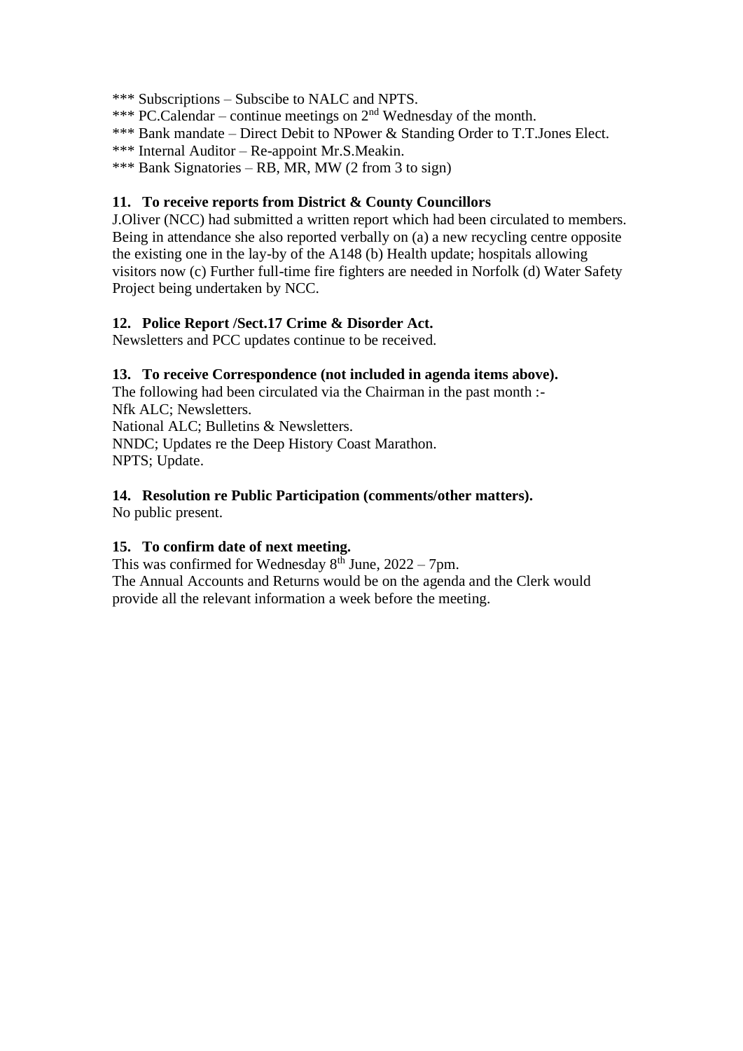*** Subscriptions – Subscibe to NALC and NPTS.
*** PC.Calendar – continue meetings on 2nd Wednesday of the month.
*** Bank mandate – Direct Debit to NPower & Standing Order to T.T.Jones Elect.
*** Internal Auditor – Re-appoint Mr.S.Meakin.
*** Bank Signatories – RB, MR, MW (2 from 3 to sign)

**11. To receive reports from District & County Councillors**

J.Oliver (NCC) had submitted a written report which had been circulated to members. Being in attendance she also reported verbally on (a) a new recycling centre opposite the existing one in the lay-by of the A148 (b) Health update; hospitals allowing visitors now (c) Further full-time fire fighters are needed in Norfolk (d) Water Safety Project being undertaken by NCC.

**12. Police Report /Sect.17 Crime & Disorder Act.**

Newsletters and PCC updates continue to be received.

**13. To receive Correspondence (not included in agenda items above).**

The following had been circulated via the Chairman in the past month :-
Nfk ALC; Newsletters.
National ALC; Bulletins & Newsletters.
NNDC; Updates re the Deep History Coast Marathon.
NPTS; Update.

**14. Resolution re Public Participation (comments/other matters).**

No public present.

**15. To confirm date of next meeting.**

This was confirmed for Wednesday 8th June, 2022 – 7pm.
The Annual Accounts and Returns would be on the agenda and the Clerk would provide all the relevant information a week before the meeting.